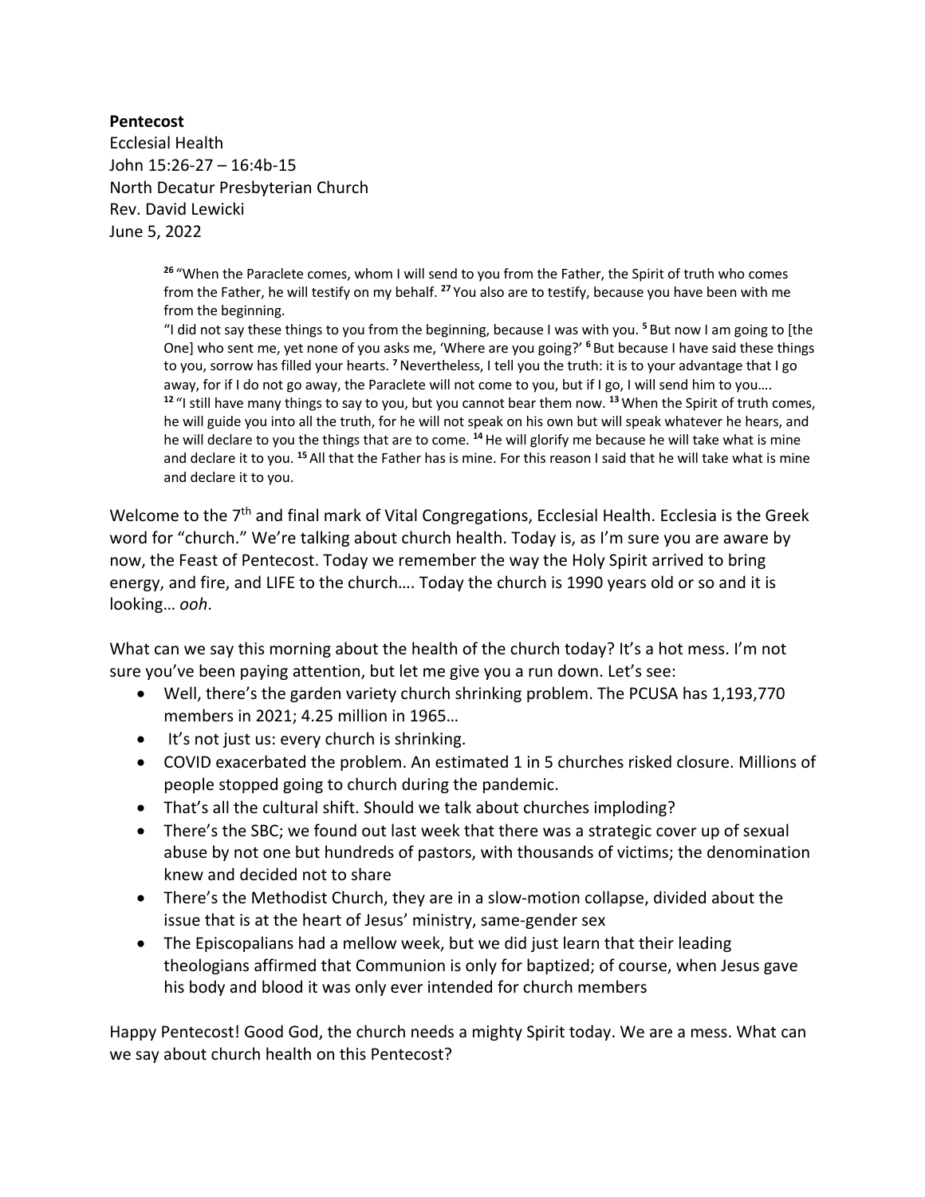**Pentecost**

Ecclesial Health
John 15:26-27 – 16:4b-15
North Decatur Presbyterian Church
Rev. David Lewicki
June 5, 2022

> [26] "When the Paraclete comes, whom I will send to you from the Father, the Spirit of truth who comes from the Father, he will testify on my behalf. [27] You also are to testify, because you have been with me from the beginning.
> "I did not say these things to you from the beginning, because I was with you. [5] But now I am going to [the One] who sent me, yet none of you asks me, 'Where are you going?' [6] But because I have said these things to you, sorrow has filled your hearts. [7] Nevertheless, I tell you the truth: it is to your advantage that I go away, for if I do not go away, the Paraclete will not come to you, but if I go, I will send him to you….
> [12] "I still have many things to say to you, but you cannot bear them now. [13] When the Spirit of truth comes, he will guide you into all the truth, for he will not speak on his own but will speak whatever he hears, and he will declare to you the things that are to come. [14] He will glorify me because he will take what is mine and declare it to you. [15] All that the Father has is mine. For this reason I said that he will take what is mine and declare it to you.

Welcome to the 7th and final mark of Vital Congregations, Ecclesial Health. Ecclesia is the Greek word for "church." We're talking about church health. Today is, as I'm sure you are aware by now, the Feast of Pentecost. Today we remember the way the Holy Spirit arrived to bring energy, and fire, and LIFE to the church…. Today the church is 1990 years old or so and it is looking… *ooh*.

What can we say this morning about the health of the church today? It's a hot mess. I'm not sure you've been paying attention, but let me give you a run down. Let's see:

- Well, there's the garden variety church shrinking problem. The PCUSA has 1,193,770 members in 2021; 4.25 million in 1965…
- It's not just us: every church is shrinking.
- COVID exacerbated the problem. An estimated 1 in 5 churches risked closure. Millions of people stopped going to church during the pandemic.
- That's all the cultural shift. Should we talk about churches imploding?
- There's the SBC; we found out last week that there was a strategic cover up of sexual abuse by not one but hundreds of pastors, with thousands of victims; the denomination knew and decided not to share
- There's the Methodist Church, they are in a slow-motion collapse, divided about the issue that is at the heart of Jesus' ministry, same-gender sex
- The Episcopalians had a mellow week, but we did just learn that their leading theologians affirmed that Communion is only for baptized; of course, when Jesus gave his body and blood it was only ever intended for church members

Happy Pentecost! Good God, the church needs a mighty Spirit today. We are a mess. What can we say about church health on this Pentecost?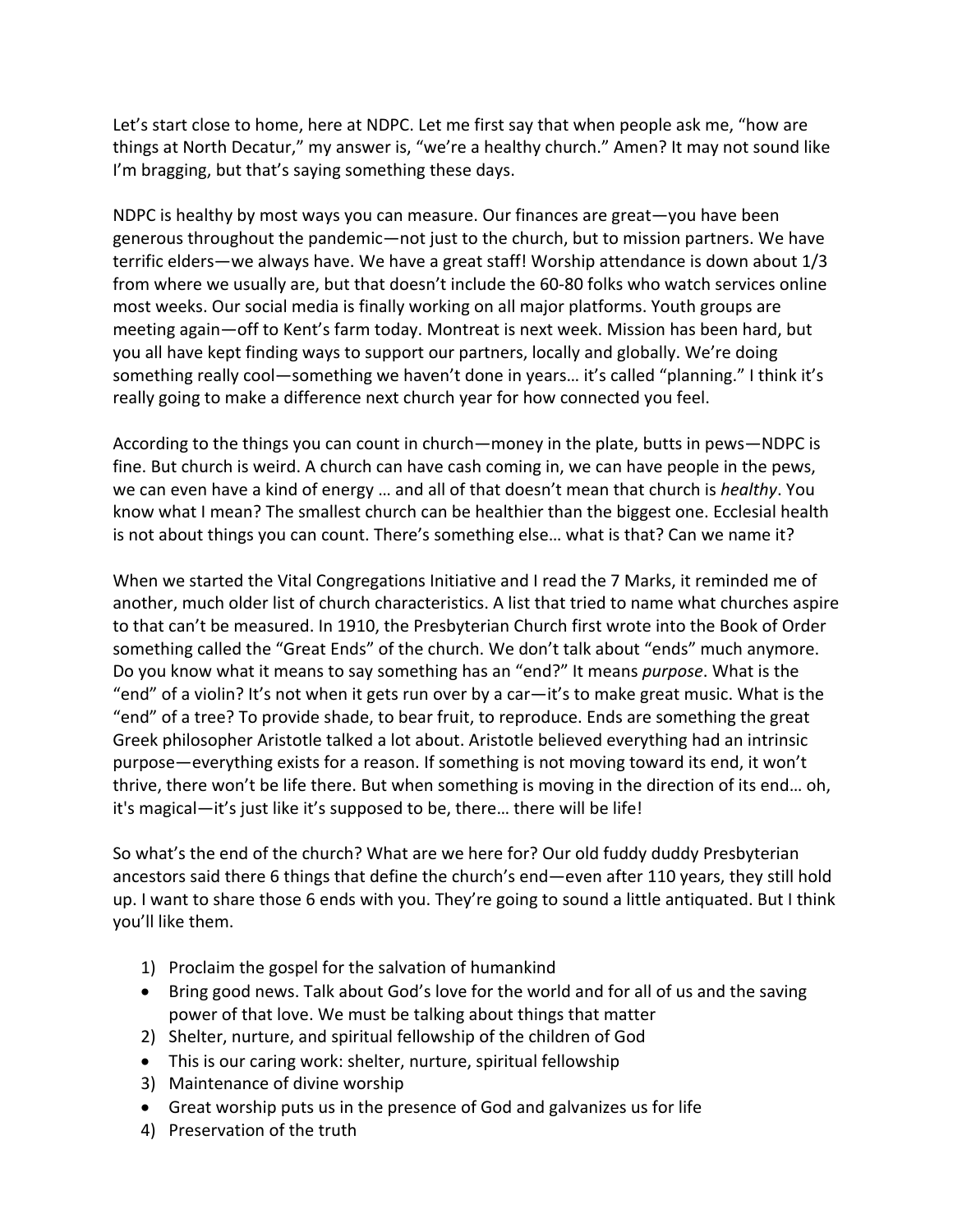Let's start close to home, here at NDPC. Let me first say that when people ask me, "how are things at North Decatur," my answer is, "we're a healthy church." Amen? It may not sound like I'm bragging, but that's saying something these days.

NDPC is healthy by most ways you can measure. Our finances are great—you have been generous throughout the pandemic—not just to the church, but to mission partners. We have terrific elders—we always have. We have a great staff! Worship attendance is down about 1/3 from where we usually are, but that doesn't include the 60-80 folks who watch services online most weeks. Our social media is finally working on all major platforms. Youth groups are meeting again—off to Kent's farm today. Montreat is next week. Mission has been hard, but you all have kept finding ways to support our partners, locally and globally. We're doing something really cool—something we haven't done in years… it's called "planning." I think it's really going to make a difference next church year for how connected you feel.

According to the things you can count in church—money in the plate, butts in pews—NDPC is fine. But church is weird. A church can have cash coming in, we can have people in the pews, we can even have a kind of energy … and all of that doesn't mean that church is *healthy*. You know what I mean? The smallest church can be healthier than the biggest one. Ecclesial health is not about things you can count. There's something else… what is that? Can we name it?

When we started the Vital Congregations Initiative and I read the 7 Marks, it reminded me of another, much older list of church characteristics. A list that tried to name what churches aspire to that can't be measured. In 1910, the Presbyterian Church first wrote into the Book of Order something called the "Great Ends" of the church. We don't talk about "ends" much anymore. Do you know what it means to say something has an "end?" It means *purpose*. What is the "end" of a violin? It's not when it gets run over by a car—it's to make great music. What is the "end" of a tree? To provide shade, to bear fruit, to reproduce. Ends are something the great Greek philosopher Aristotle talked a lot about. Aristotle believed everything had an intrinsic purpose—everything exists for a reason. If something is not moving toward its end, it won't thrive, there won't be life there. But when something is moving in the direction of its end… oh, it's magical—it's just like it's supposed to be, there… there will be life!

So what's the end of the church? What are we here for? Our old fuddy duddy Presbyterian ancestors said there 6 things that define the church's end—even after 110 years, they still hold up. I want to share those 6 ends with you. They're going to sound a little antiquated. But I think you'll like them.

1) Proclaim the gospel for the salvation of humankind
- Bring good news. Talk about God's love for the world and for all of us and the saving power of that love. We must be talking about things that matter
2) Shelter, nurture, and spiritual fellowship of the children of God
- This is our caring work: shelter, nurture, spiritual fellowship
3) Maintenance of divine worship
- Great worship puts us in the presence of God and galvanizes us for life
4) Preservation of the truth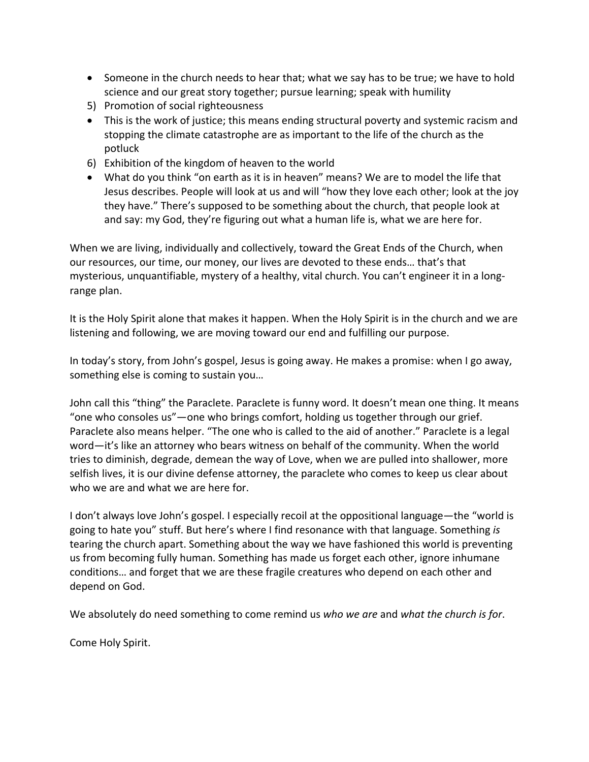- Someone in the church needs to hear that; what we say has to be true; we have to hold science and our great story together; pursue learning; speak with humility

5) Promotion of social righteousness

- This is the work of justice; this means ending structural poverty and systemic racism and stopping the climate catastrophe are as important to the life of the church as the potluck

6) Exhibition of the kingdom of heaven to the world

- What do you think "on earth as it is in heaven" means? We are to model the life that Jesus describes. People will look at us and will "how they love each other; look at the joy they have." There's supposed to be something about the church, that people look at and say: my God, they're figuring out what a human life is, what we are here for.

When we are living, individually and collectively, toward the Great Ends of the Church, when our resources, our time, our money, our lives are devoted to these ends… that's that mysterious, unquantifiable, mystery of a healthy, vital church. You can't engineer it in a long-range plan.

It is the Holy Spirit alone that makes it happen. When the Holy Spirit is in the church and we are listening and following, we are moving toward our end and fulfilling our purpose.

In today's story, from John's gospel, Jesus is going away. He makes a promise: when I go away, something else is coming to sustain you…

John call this "thing" the Paraclete. Paraclete is funny word. It doesn't mean one thing. It means "one who consoles us"—one who brings comfort, holding us together through our grief. Paraclete also means helper. "The one who is called to the aid of another." Paraclete is a legal word—it's like an attorney who bears witness on behalf of the community. When the world tries to diminish, degrade, demean the way of Love, when we are pulled into shallower, more selfish lives, it is our divine defense attorney, the paraclete who comes to keep us clear about who we are and what we are here for.

I don't always love John's gospel. I especially recoil at the oppositional language—the "world is going to hate you" stuff. But here's where I find resonance with that language. Something *is* tearing the church apart. Something about the way we have fashioned this world is preventing us from becoming fully human. Something has made us forget each other, ignore inhumane conditions… and forget that we are these fragile creatures who depend on each other and depend on God.

We absolutely do need something to come remind us *who we are* and *what the church is for*.

Come Holy Spirit.